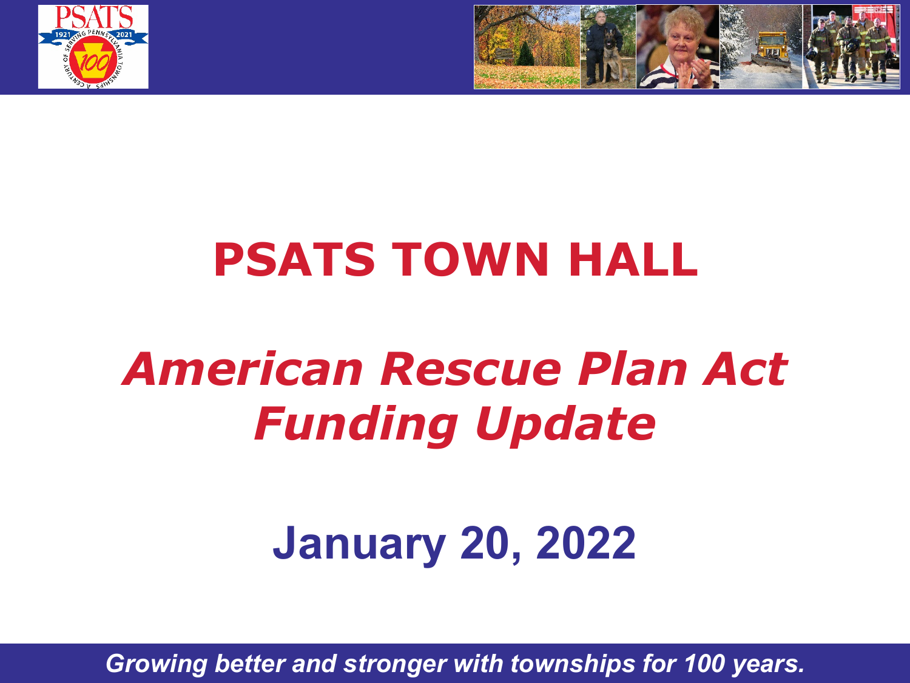# PSATS TOWN HALL

## *American Rescue Plan Act Funding Update*

## January 20, 2022

*Growing better and stronger with townships for 100 years.*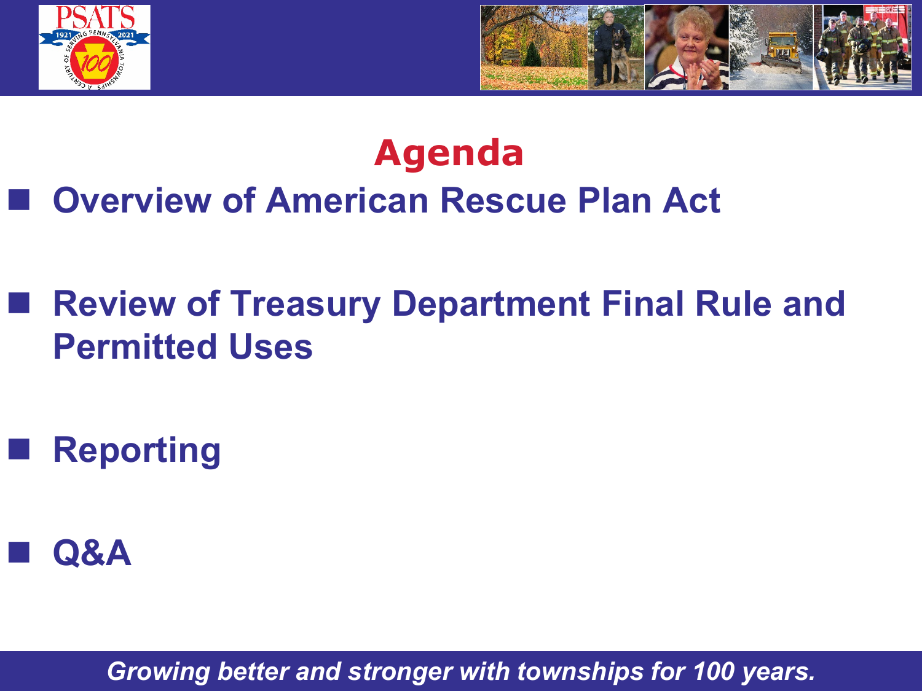# Agenda

- **Overview of American Rescue Plan Act**
- **Review of Treasury Department Final Rule and Permitted Uses**
- **Reporting**
- **Q&A**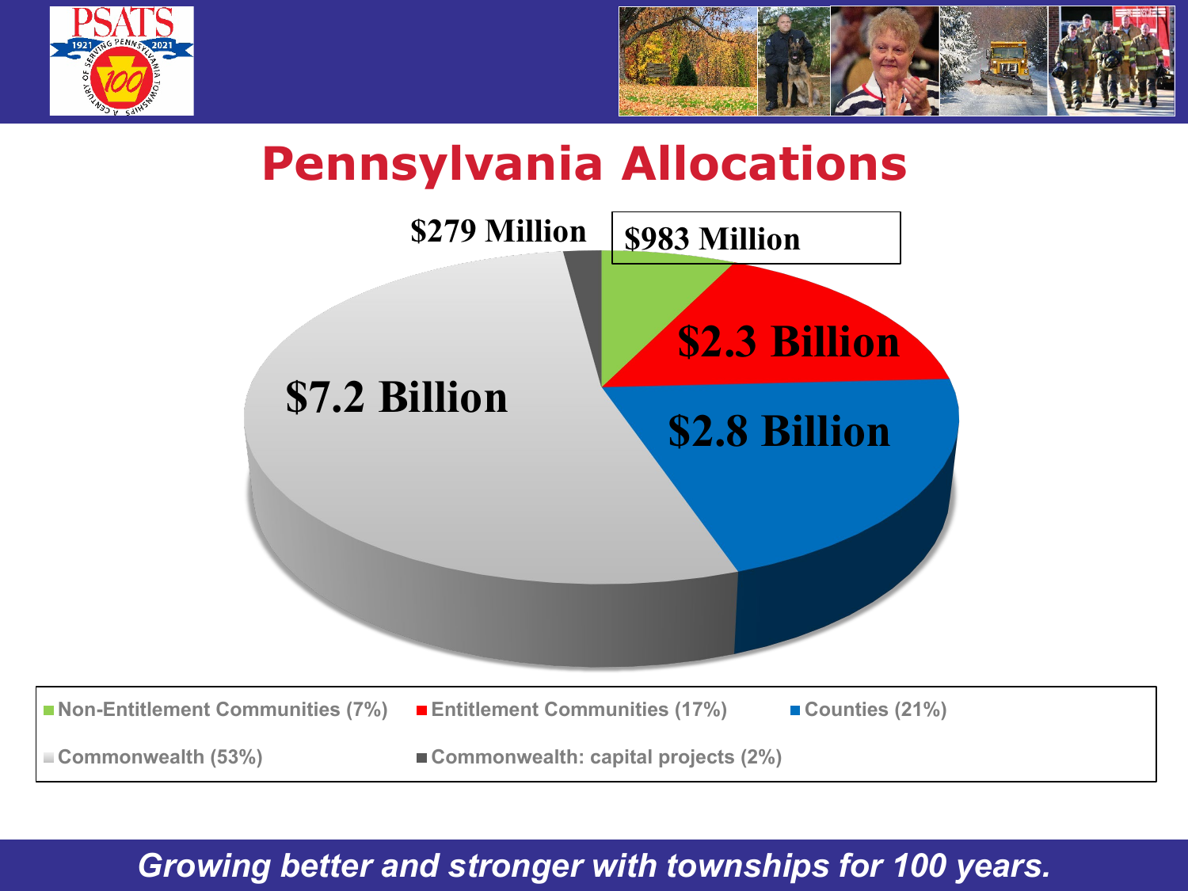# Pennsylvania Allocations

$279 Million

$983 Million

$2.3 Billion

$2.8 Billion

$7.2 Billion

- Non-Entitlement Communities (7%)
- Entitlement Communities (17%)
- Counties (21%)
- Commonwealth (53%)
- Commonwealth: capital projects (2%)

*Growing better and stronger with townships for 100 years.*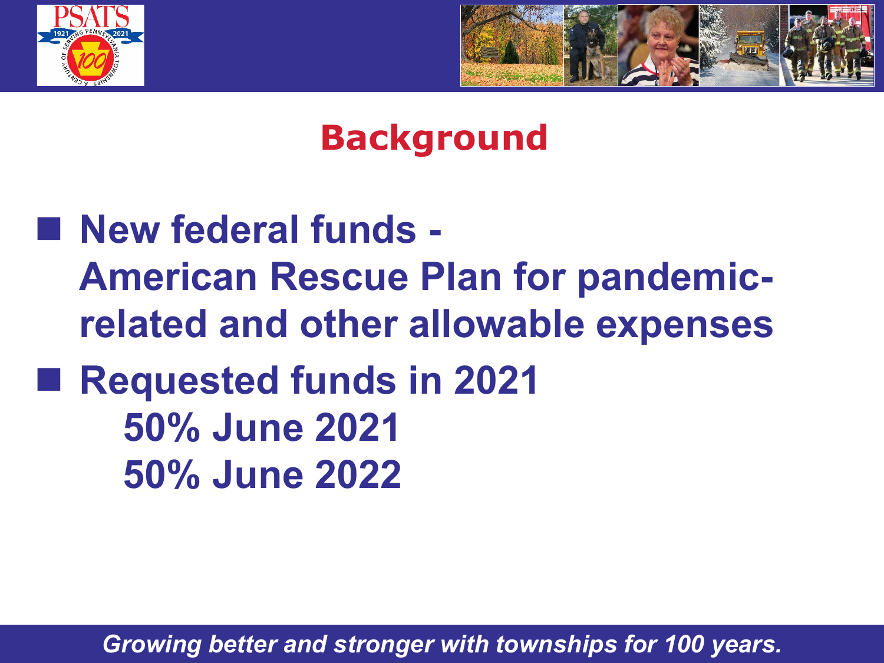## Background

- New federal funds - American Rescue Plan for pandemic-related and other allowable expenses
- Requested funds in 2021
  - 50% June 2021
  - 50% June 2022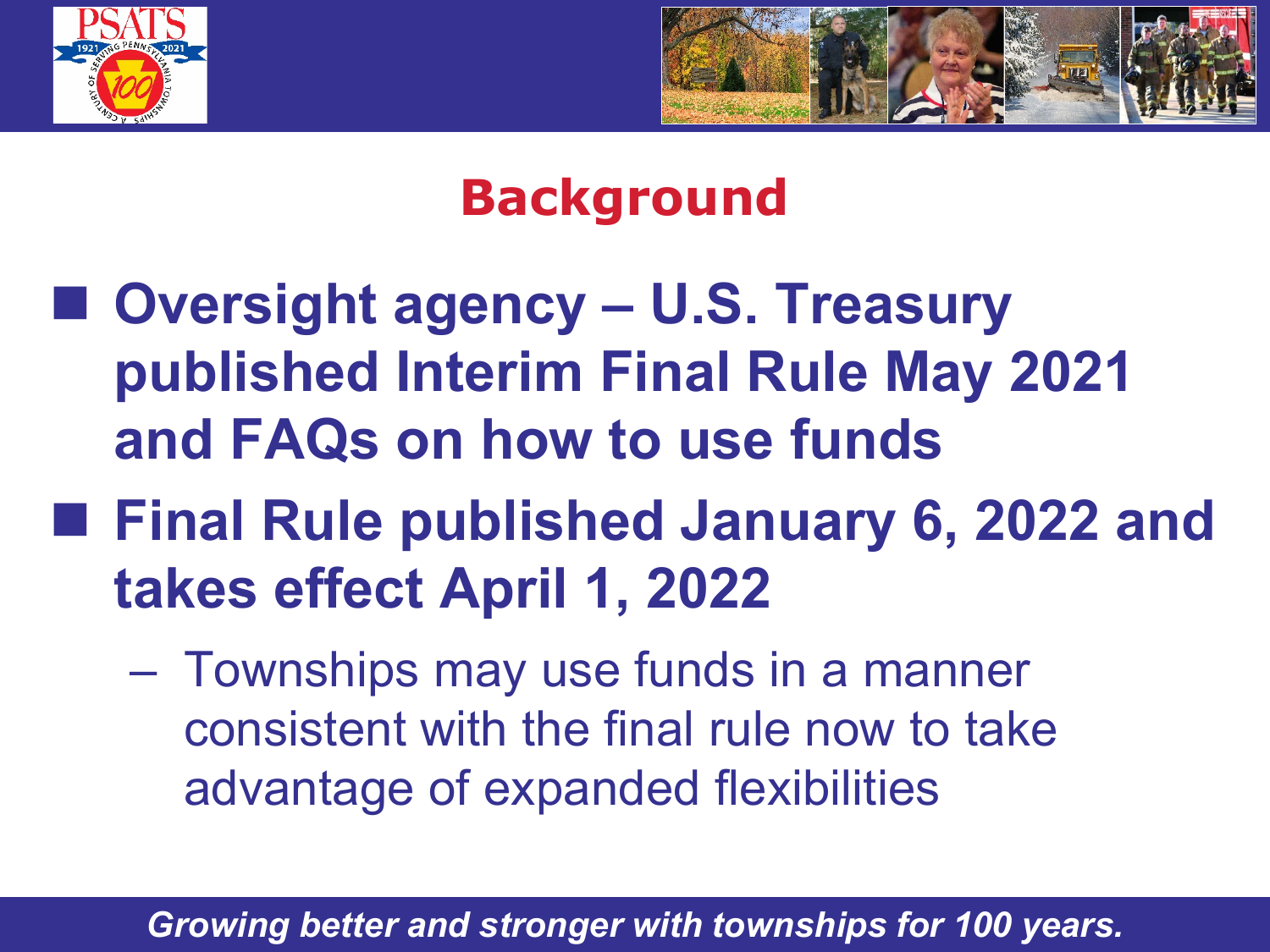# Background

- **Oversight agency – U.S. Treasury published Interim Final Rule May 2021 and FAQs on how to use funds**
- **Final Rule published January 6, 2022 and takes effect April 1, 2022**
  - Townships may use funds in a manner consistent with the final rule now to take advantage of expanded flexibilities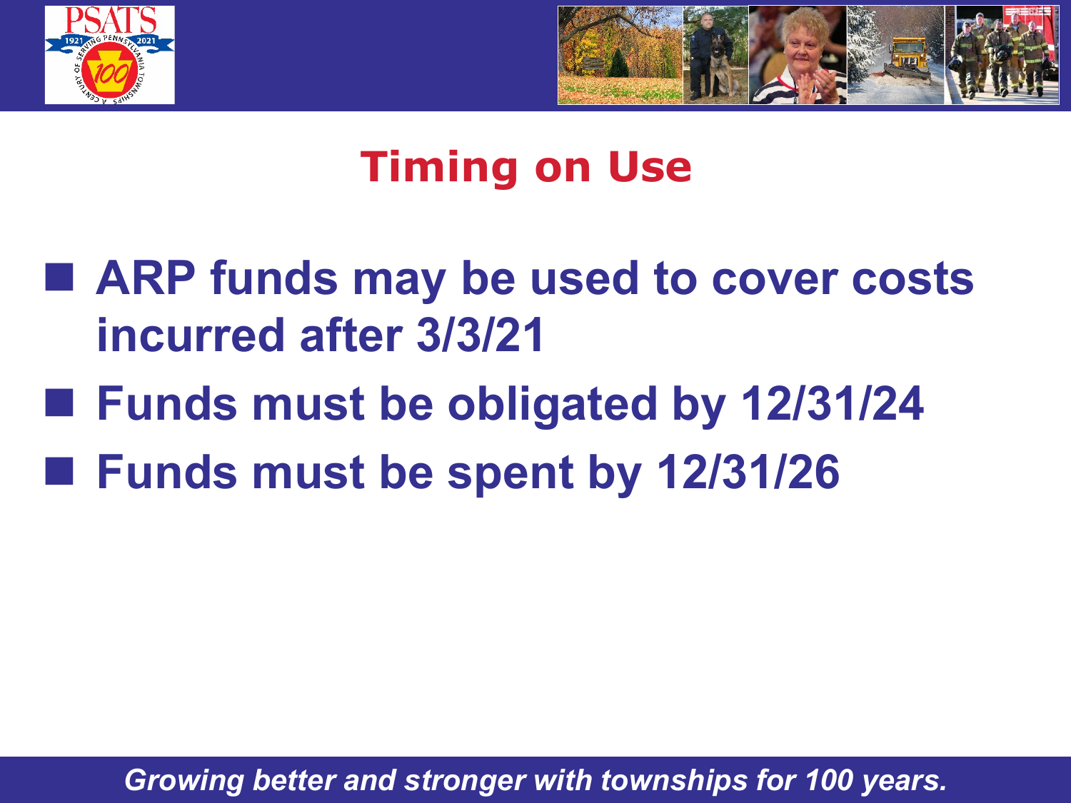# Timing on Use

- **ARP funds may be used to cover costs incurred after 3/3/21**
- **Funds must be obligated by 12/31/24**
- **Funds must be spent by 12/31/26**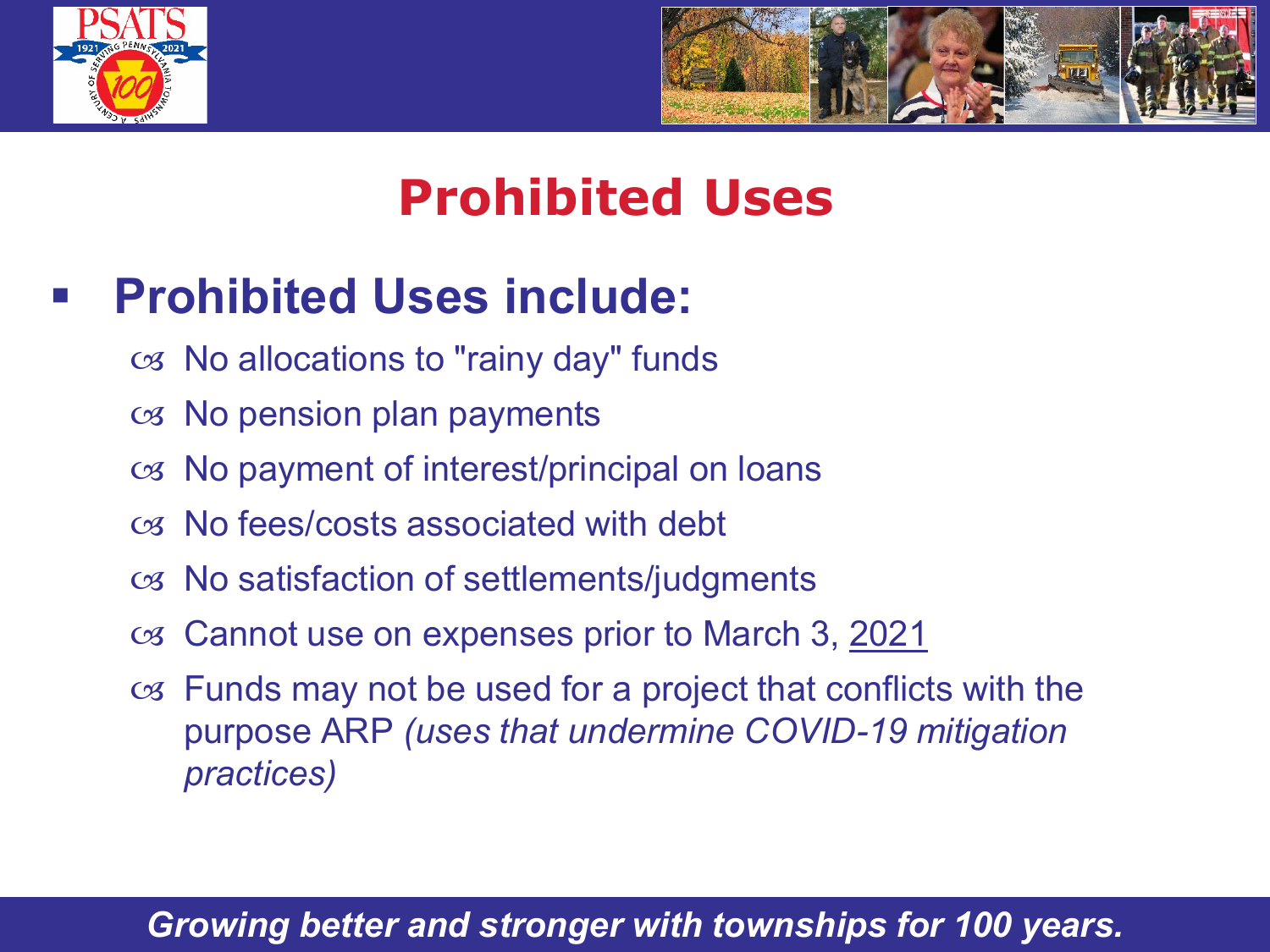# Prohibited Uses

- **Prohibited Uses include:**
  - No allocations to "rainy day" funds
  - No pension plan payments
  - No payment of interest/principal on loans
  - No fees/costs associated with debt
  - No satisfaction of settlements/judgments
  - Cannot use on expenses prior to March 3, 2021
  - Funds may not be used for a project that conflicts with the purpose ARP *(uses that undermine COVID-19 mitigation practices)*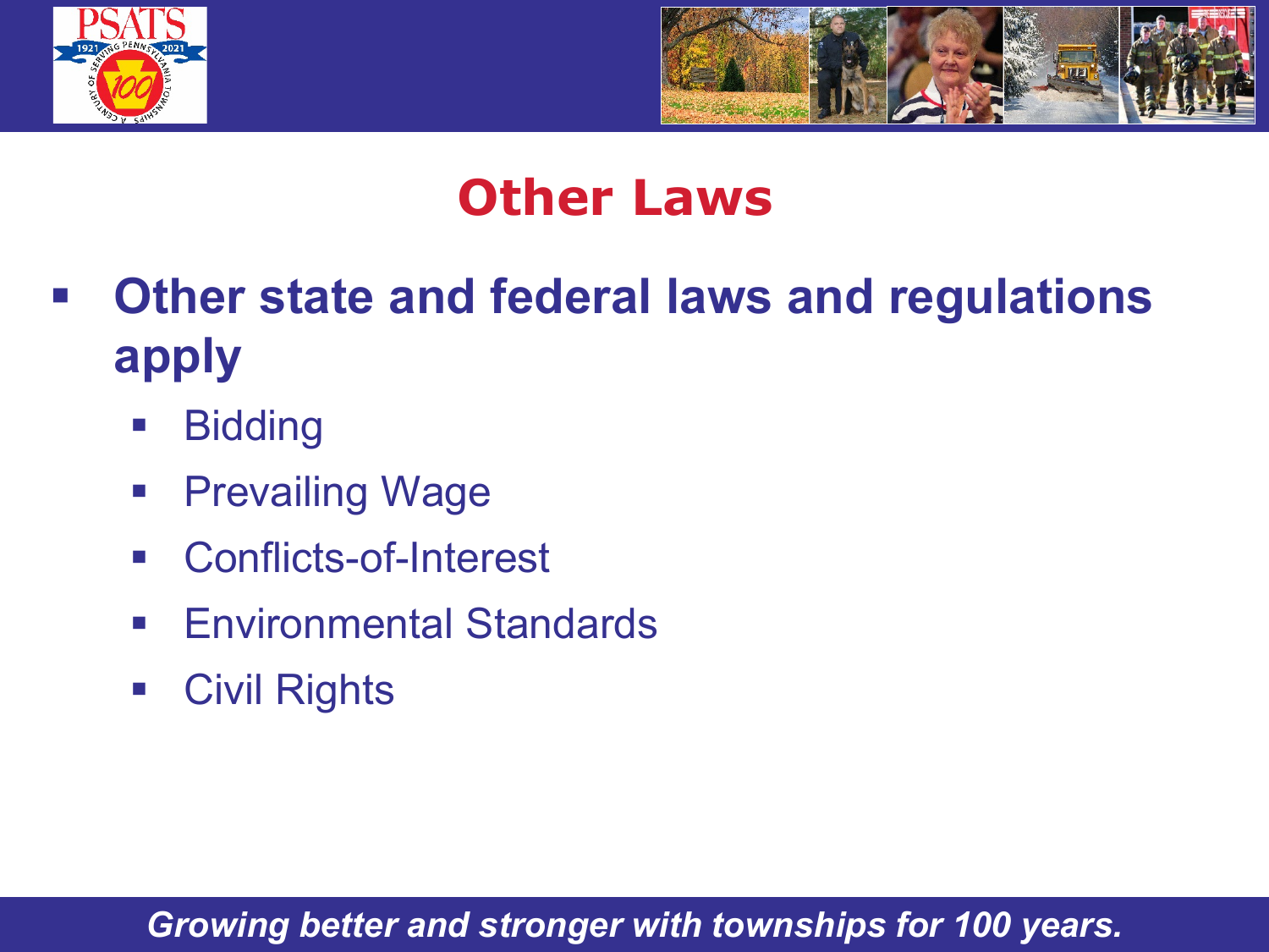# Other Laws

- **Other state and federal laws and regulations apply**
  - Bidding
  - Prevailing Wage
  - Conflicts-of-Interest
  - Environmental Standards
  - Civil Rights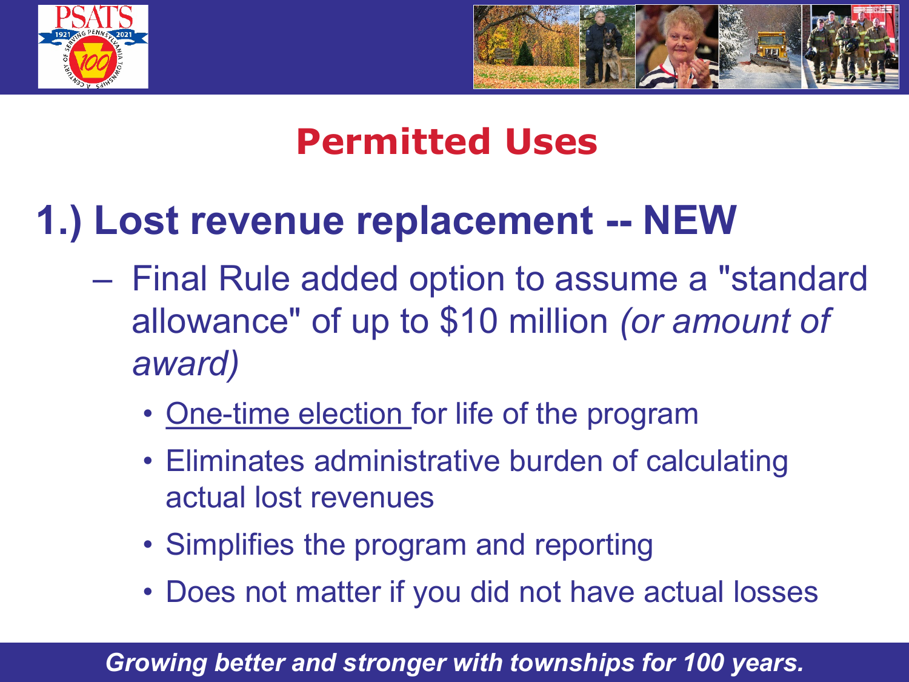## Permitted Uses

### 1.) Lost revenue replacement -- NEW

- Final Rule added option to assume a "standard allowance" of up to $10 million *(or amount of award)*
  - One-time election for life of the program
  - Eliminates administrative burden of calculating actual lost revenues
  - Simplifies the program and reporting
  - Does not matter if you did not have actual losses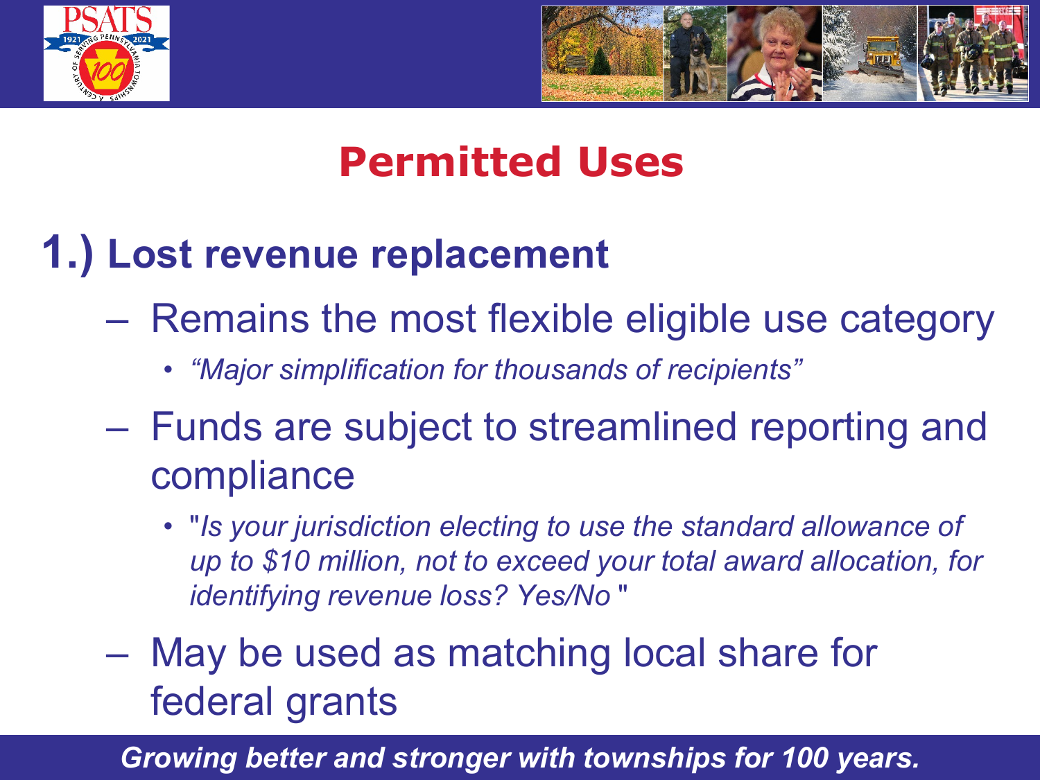# Permitted Uses

## 1.) Lost revenue replacement

- Remains the most flexible eligible use category
  - *"Major simplification for thousands of recipients"*
- Funds are subject to streamlined reporting and compliance
  - "*Is your jurisdiction electing to use the standard allowance of up to $10 million, not to exceed your total award allocation, for identifying revenue loss? Yes/No* "
- May be used as matching local share for federal grants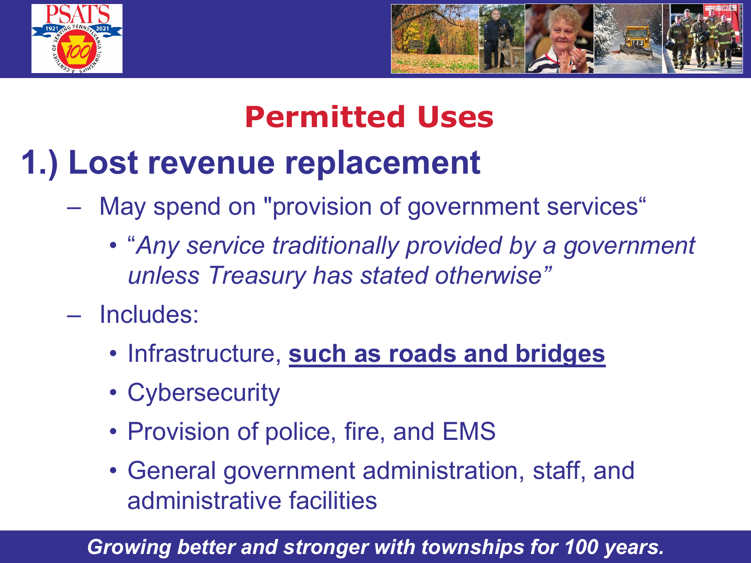## Permitted Uses

# 1.) Lost revenue replacement

- May spend on "provision of government services"
  - *"Any service traditionally provided by a government unless Treasury has stated otherwise"*
- Includes:
  - Infrastructure, **such as roads and bridges**
  - Cybersecurity
  - Provision of police, fire, and EMS
  - General government administration, staff, and administrative facilities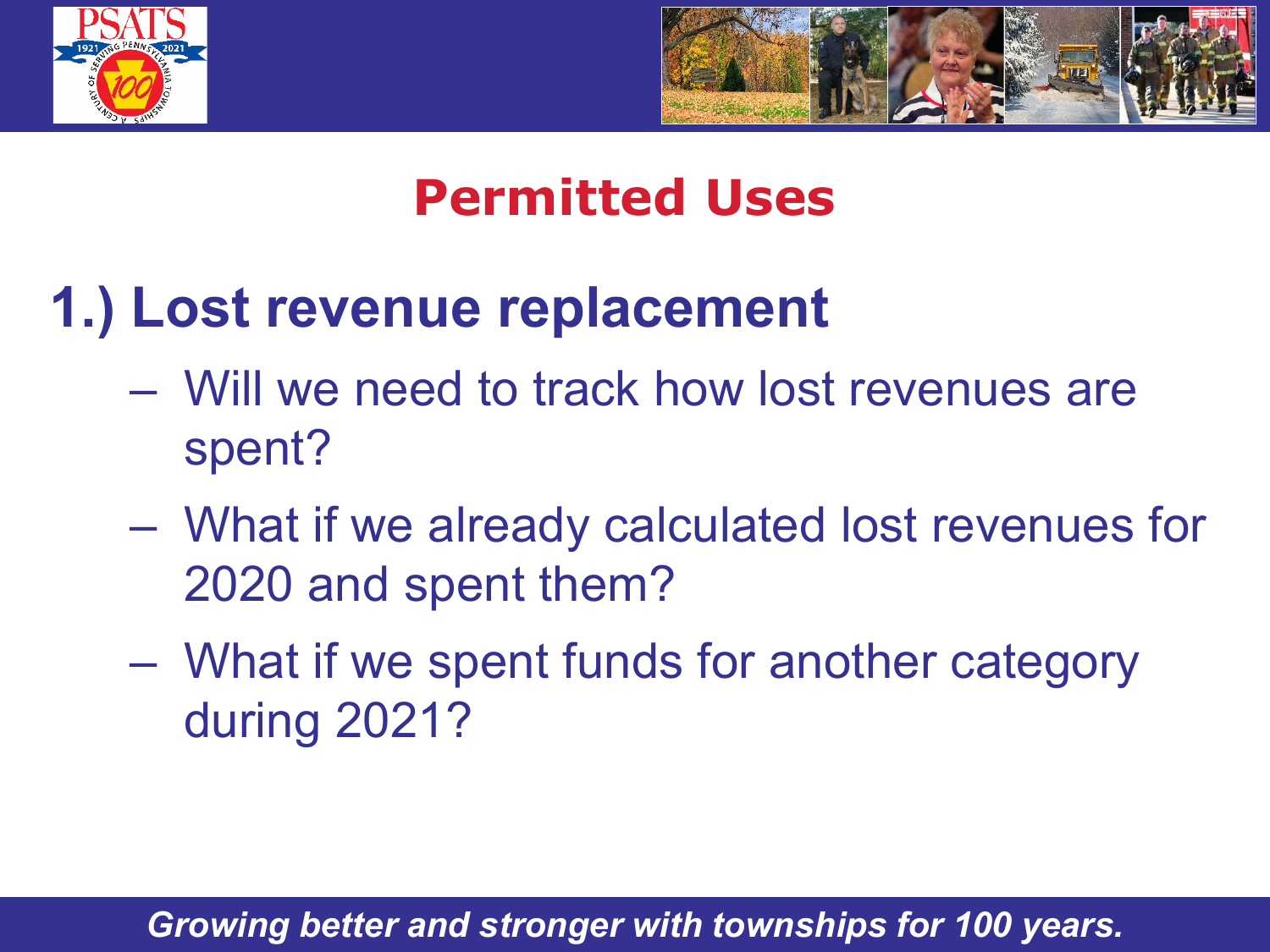# Permitted Uses

## 1.) Lost revenue replacement

- Will we need to track how lost revenues are spent?
- What if we already calculated lost revenues for 2020 and spent them?
- What if we spent funds for another category during 2021?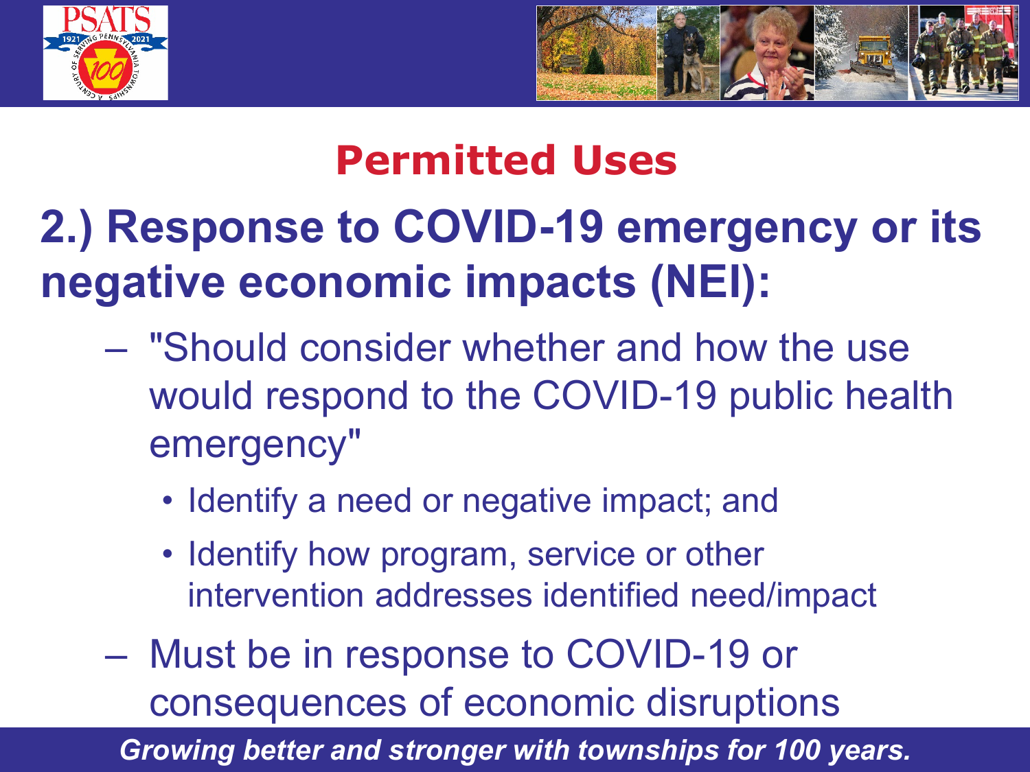## Permitted Uses

### 2.) Response to COVID-19 emergency or its negative economic impacts (NEI):

- "Should consider whether and how the use would respond to the COVID-19 public health emergency"
  - Identify a need or negative impact; and
  - Identify how program, service or other intervention addresses identified need/impact
- Must be in response to COVID-19 or consequences of economic disruptions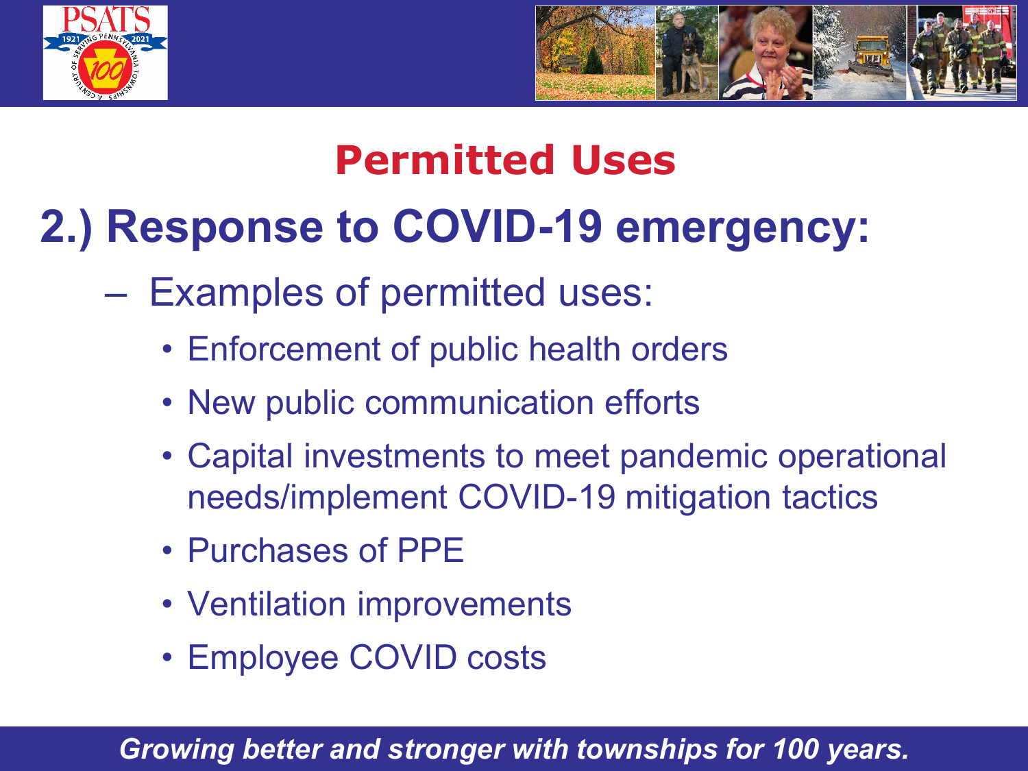# Permitted Uses

## 2.) Response to COVID-19 emergency:

- Examples of permitted uses:
  - Enforcement of public health orders
  - New public communication efforts
  - Capital investments to meet pandemic operational needs/implement COVID-19 mitigation tactics
  - Purchases of PPE
  - Ventilation improvements
  - Employee COVID costs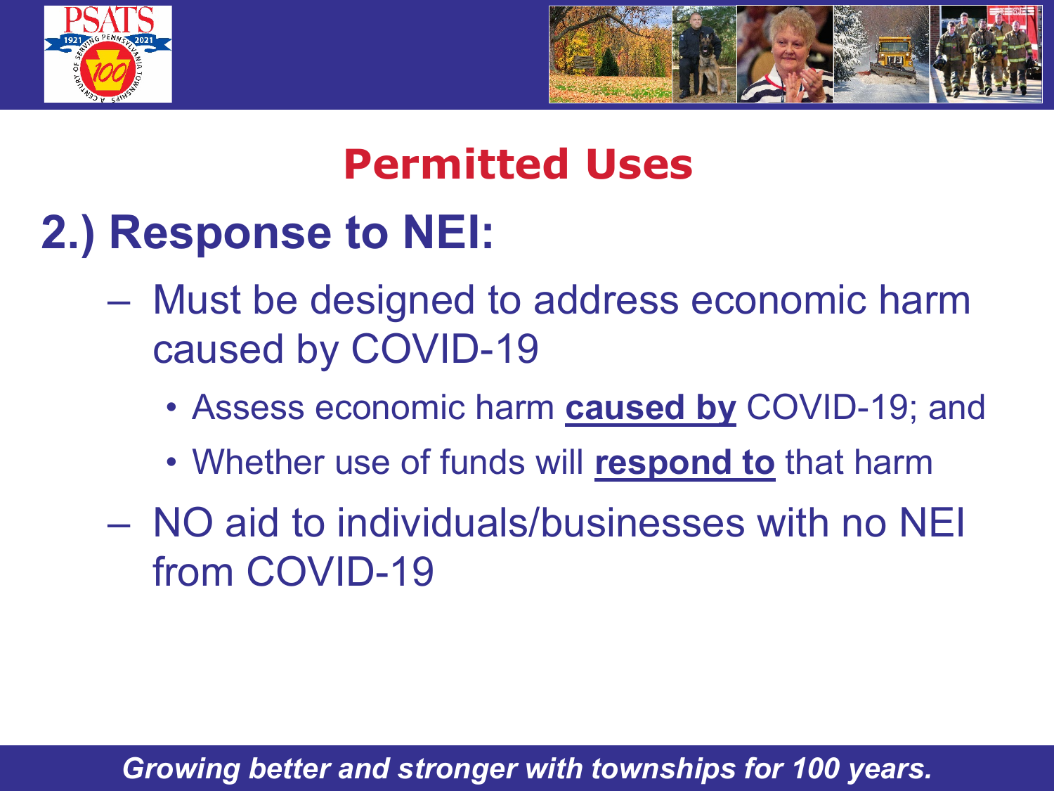# Permitted Uses

## 2.) Response to NEI:

- Must be designed to address economic harm caused by COVID-19
  - Assess economic harm **caused by** COVID-19; and
  - Whether use of funds will **respond to** that harm
- NO aid to individuals/businesses with no NEI from COVID-19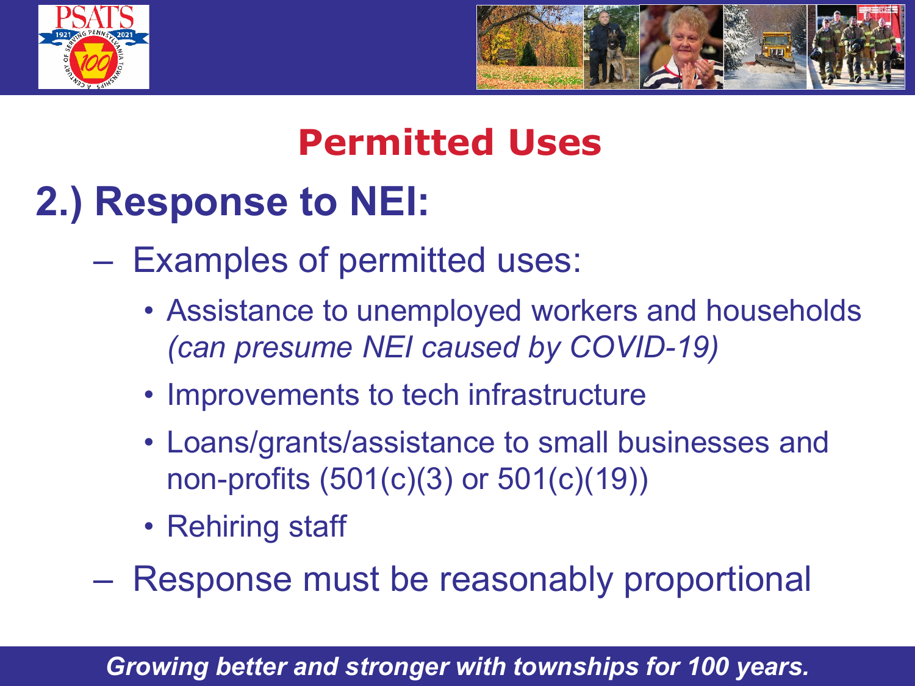# Permitted Uses

## 2.) Response to NEI:

- Examples of permitted uses:
  - Assistance to unemployed workers and households *(can presume NEI caused by COVID-19)*
  - Improvements to tech infrastructure
  - Loans/grants/assistance to small businesses and non-profits (501(c)(3) or 501(c)(19))
  - Rehiring staff
- Response must be reasonably proportional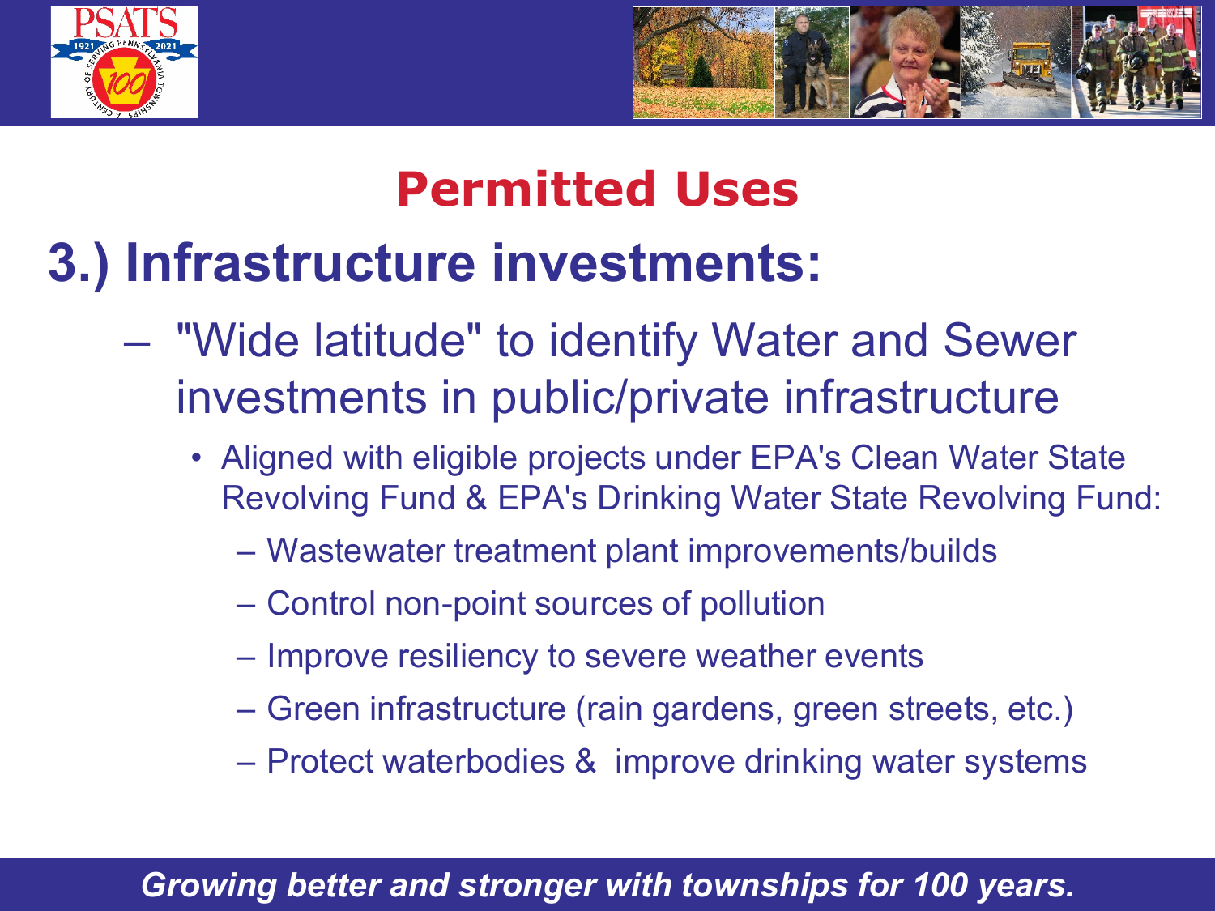# Permitted Uses

## 3.) Infrastructure investments:

- "Wide latitude" to identify Water and Sewer investments in public/private infrastructure
  - Aligned with eligible projects under EPA's Clean Water State Revolving Fund & EPA's Drinking Water State Revolving Fund:
    - Wastewater treatment plant improvements/builds
    - Control non-point sources of pollution
    - Improve resiliency to severe weather events
    - Green infrastructure (rain gardens, green streets, etc.)
    - Protect waterbodies & improve drinking water systems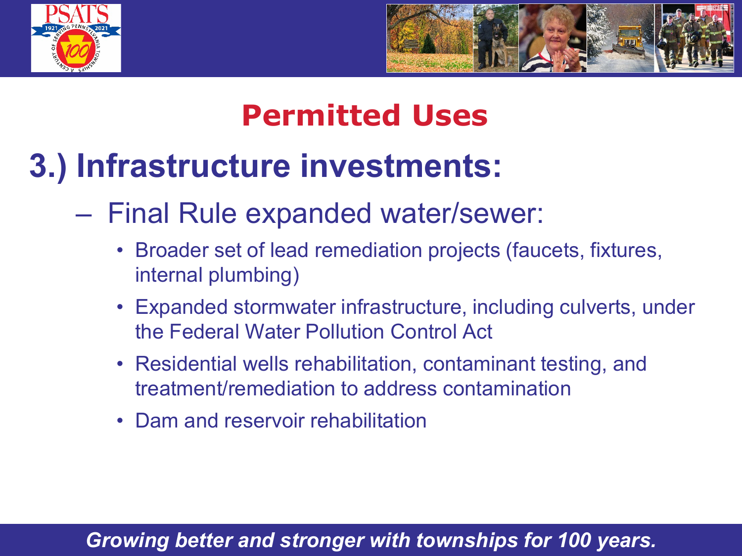# Permitted Uses

## 3.) Infrastructure investments:

- Final Rule expanded water/sewer:
  - Broader set of lead remediation projects (faucets, fixtures, internal plumbing)
  - Expanded stormwater infrastructure, including culverts, under the Federal Water Pollution Control Act
  - Residential wells rehabilitation, contaminant testing, and treatment/remediation to address contamination
  - Dam and reservoir rehabilitation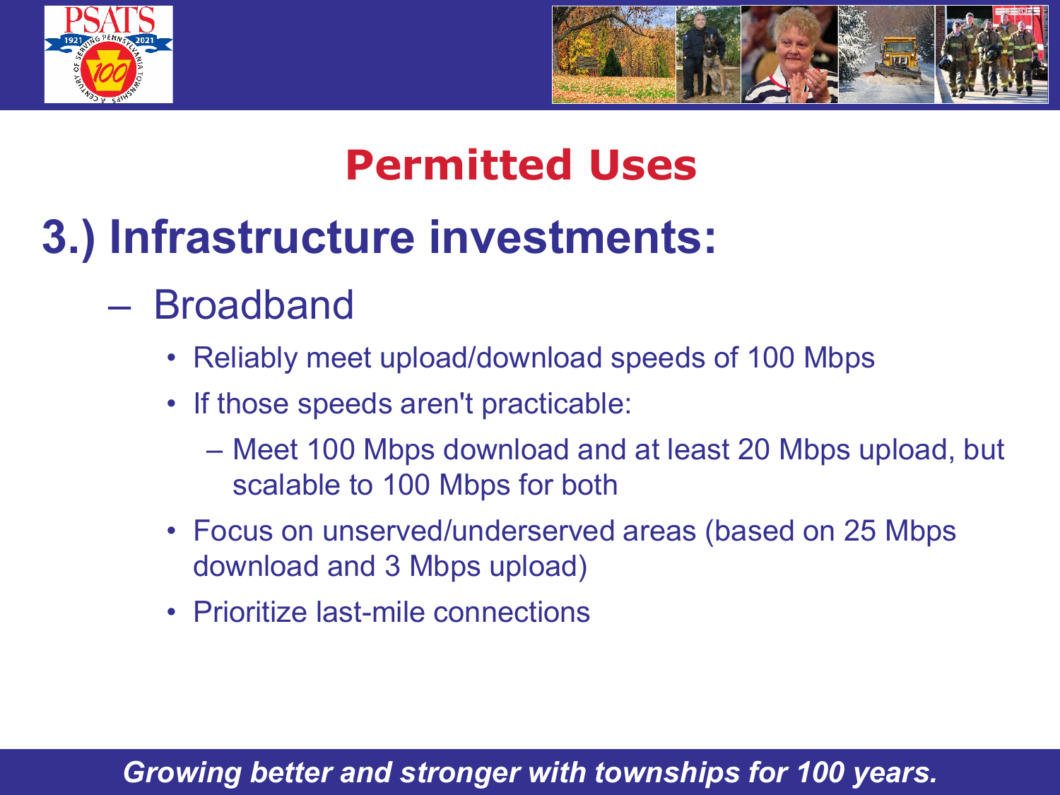# Permitted Uses

## 3.) Infrastructure investments:

- Broadband
  - Reliably meet upload/download speeds of 100 Mbps
  - If those speeds aren't practicable:
    - Meet 100 Mbps download and at least 20 Mbps upload, but scalable to 100 Mbps for both
  - Focus on unserved/underserved areas (based on 25 Mbps download and 3 Mbps upload)
  - Prioritize last-mile connections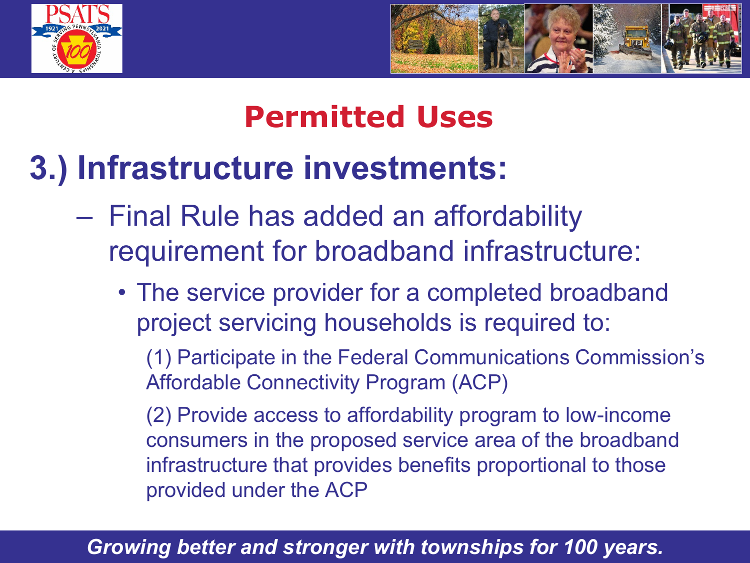## Permitted Uses

# 3.) Infrastructure investments:

- Final Rule has added an affordability requirement for broadband infrastructure:
  - The service provider for a completed broadband project servicing households is required to:

    (1) Participate in the Federal Communications Commission's Affordable Connectivity Program (ACP)

    (2) Provide access to affordability program to low-income consumers in the proposed service area of the broadband infrastructure that provides benefits proportional to those provided under the ACP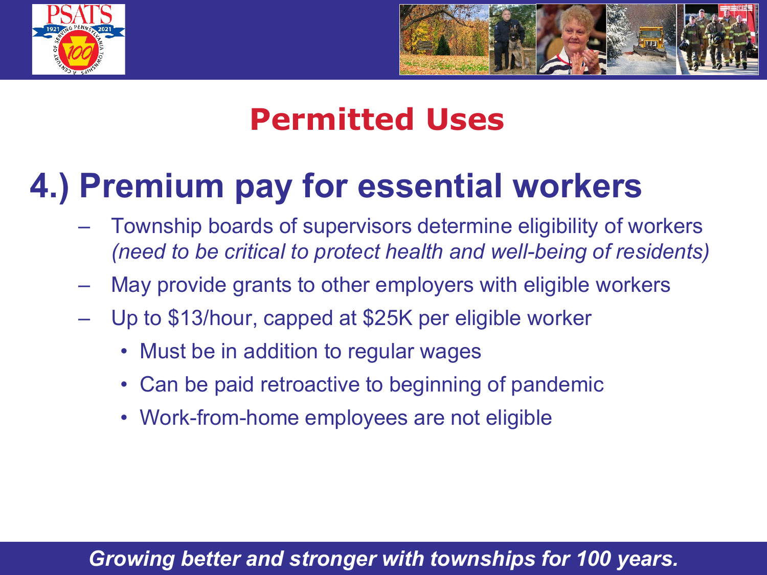## Permitted Uses

# 4.) Premium pay for essential workers

- Township boards of supervisors determine eligibility of workers *(need to be critical to protect health and well-being of residents)*
- May provide grants to other employers with eligible workers
- Up to $13/hour, capped at $25K per eligible worker
  - Must be in addition to regular wages
  - Can be paid retroactive to beginning of pandemic
  - Work-from-home employees are not eligible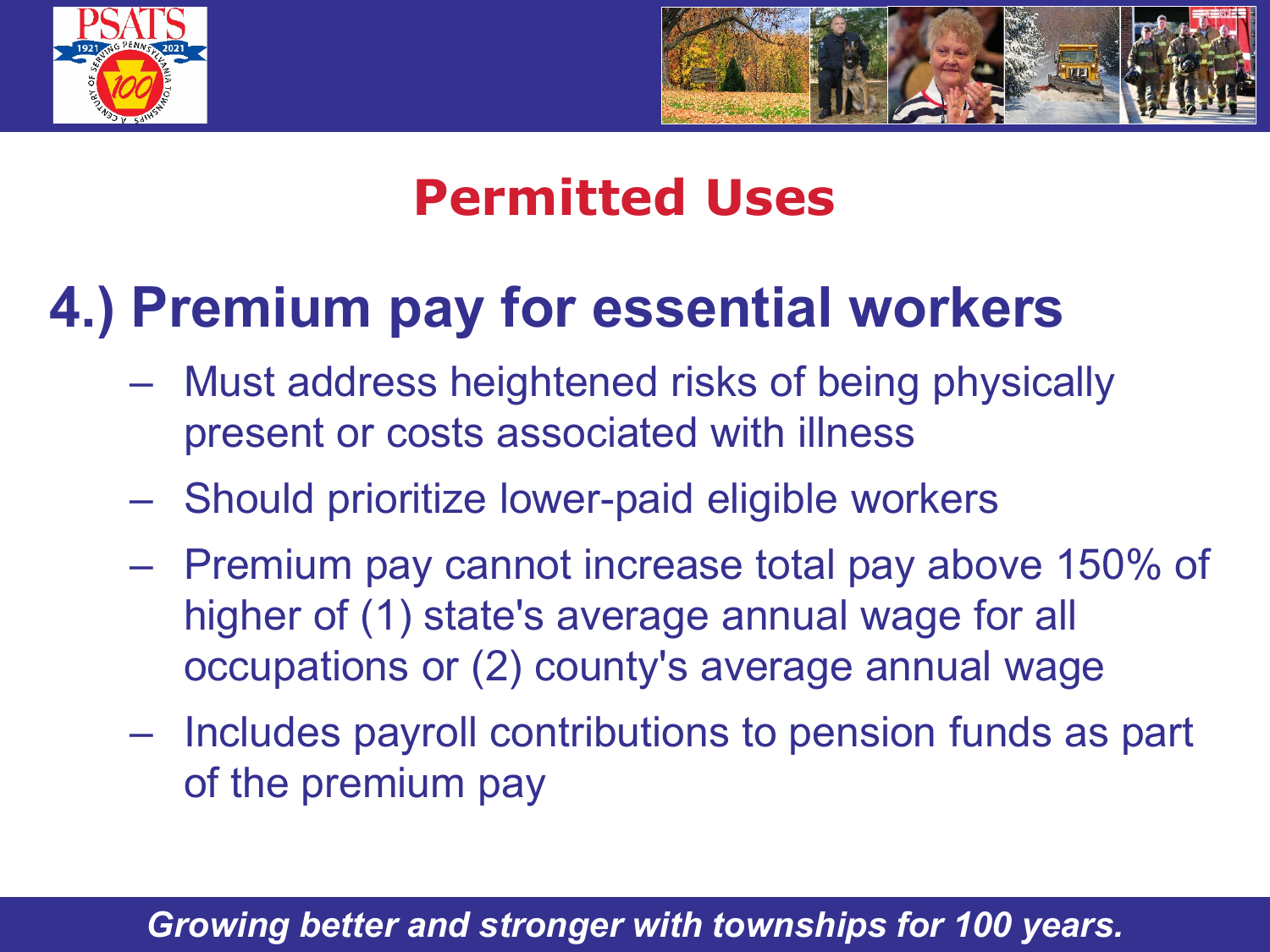## Permitted Uses

### 4.) Premium pay for essential workers

- Must address heightened risks of being physically present or costs associated with illness
- Should prioritize lower-paid eligible workers
- Premium pay cannot increase total pay above 150% of higher of (1) state's average annual wage for all occupations or (2) county's average annual wage
- Includes payroll contributions to pension funds as part of the premium pay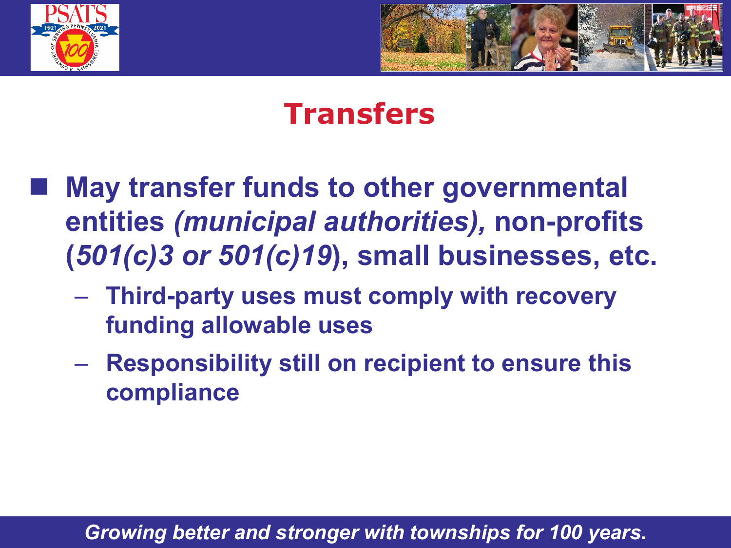# Transfers

- **May transfer funds to other governmental entities *(municipal authorities),* non-profits (*501(c)3 or 501(c)19*), small businesses, etc.**
  - **Third-party uses must comply with recovery funding allowable uses**
  - **Responsibility still on recipient to ensure this compliance**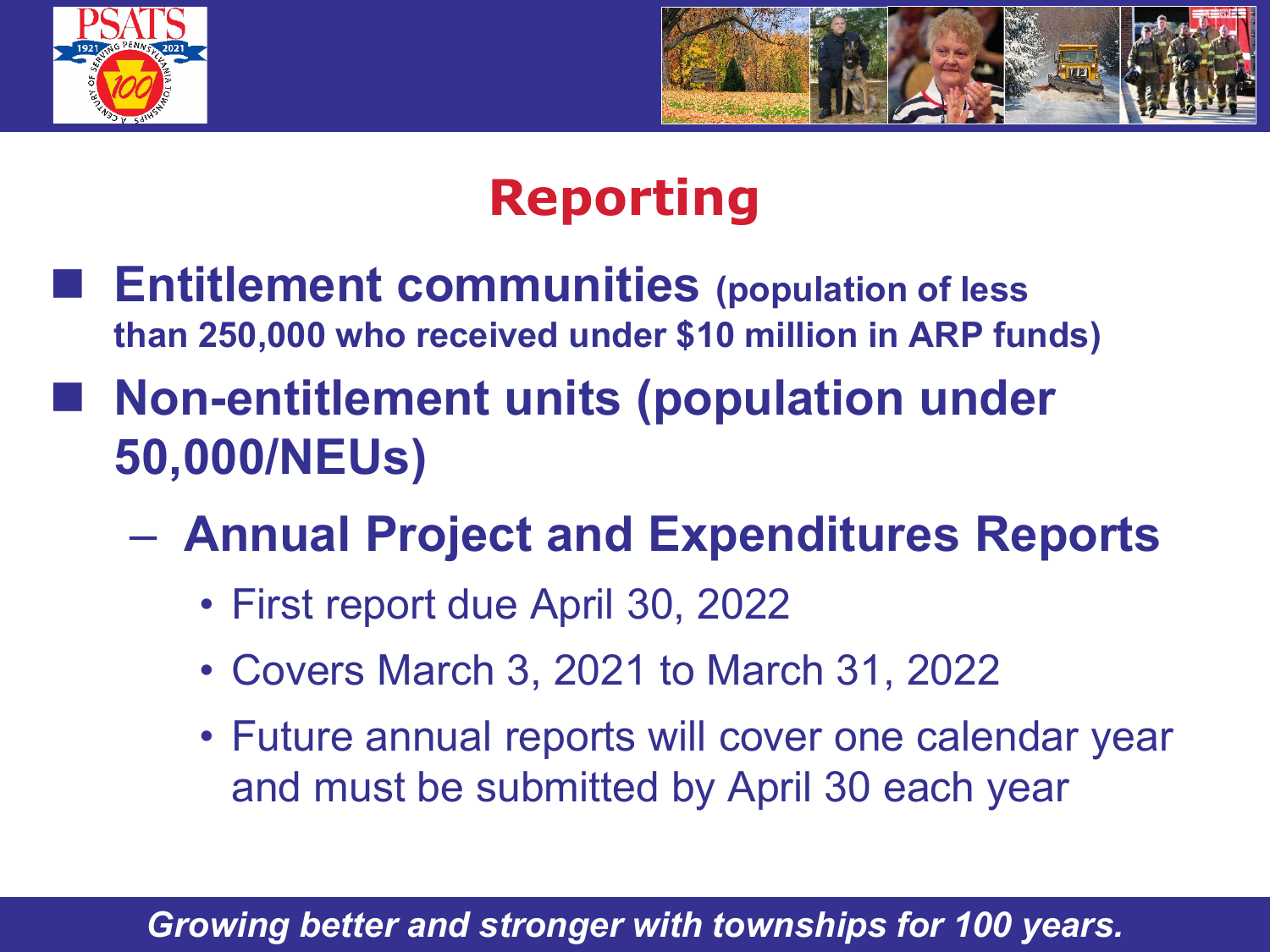# Reporting

- **Entitlement communities** **(population of less than 250,000 who received under $10 million in ARP funds)**
- **Non-entitlement units (population under 50,000/NEUs)**
  - **Annual Project and Expenditures Reports**
    - First report due April 30, 2022
    - Covers March 3, 2021 to March 31, 2022
    - Future annual reports will cover one calendar year and must be submitted by April 30 each year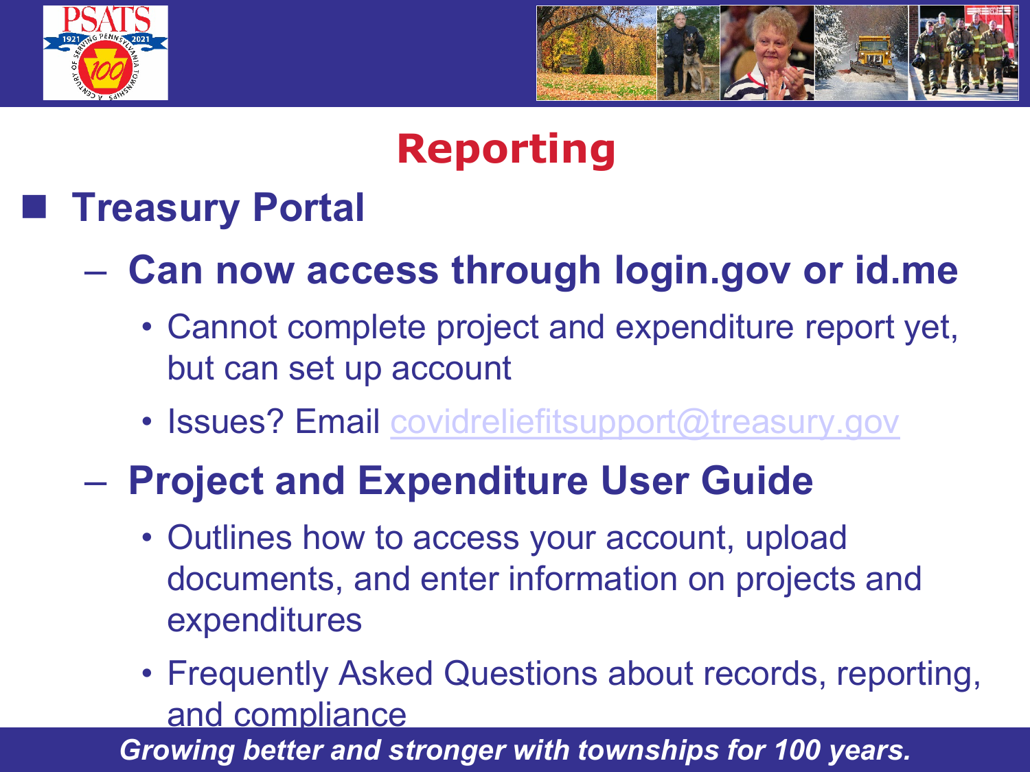# Reporting

- **Treasury Portal**
  - **Can now access through login.gov or id.me**
    - Cannot complete project and expenditure report yet, but can set up account
    - Issues? Email covidreliefitsupport@treasury.gov
  - **Project and Expenditure User Guide**
    - Outlines how to access your account, upload documents, and enter information on projects and expenditures
    - Frequently Asked Questions about records, reporting, and compliance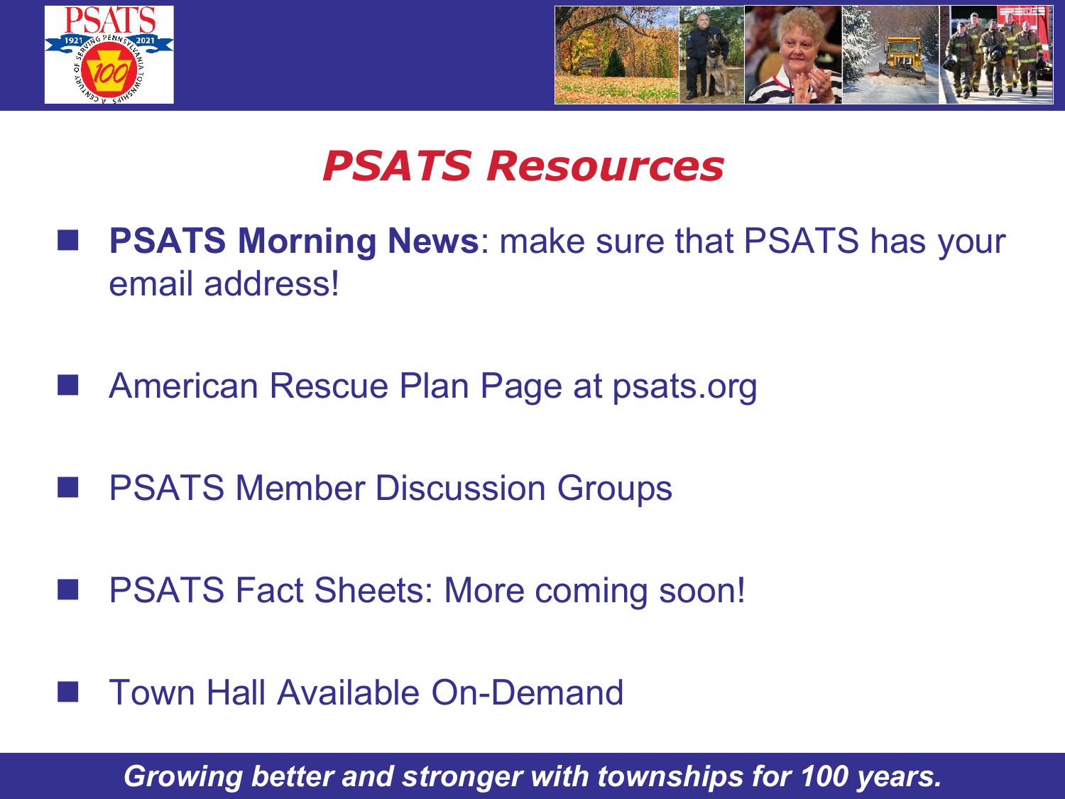# *PSATS Resources*

- **PSATS Morning News**: make sure that PSATS has your email address!
- American Rescue Plan Page at psats.org
- PSATS Member Discussion Groups
- PSATS Fact Sheets: More coming soon!
- Town Hall Available On-Demand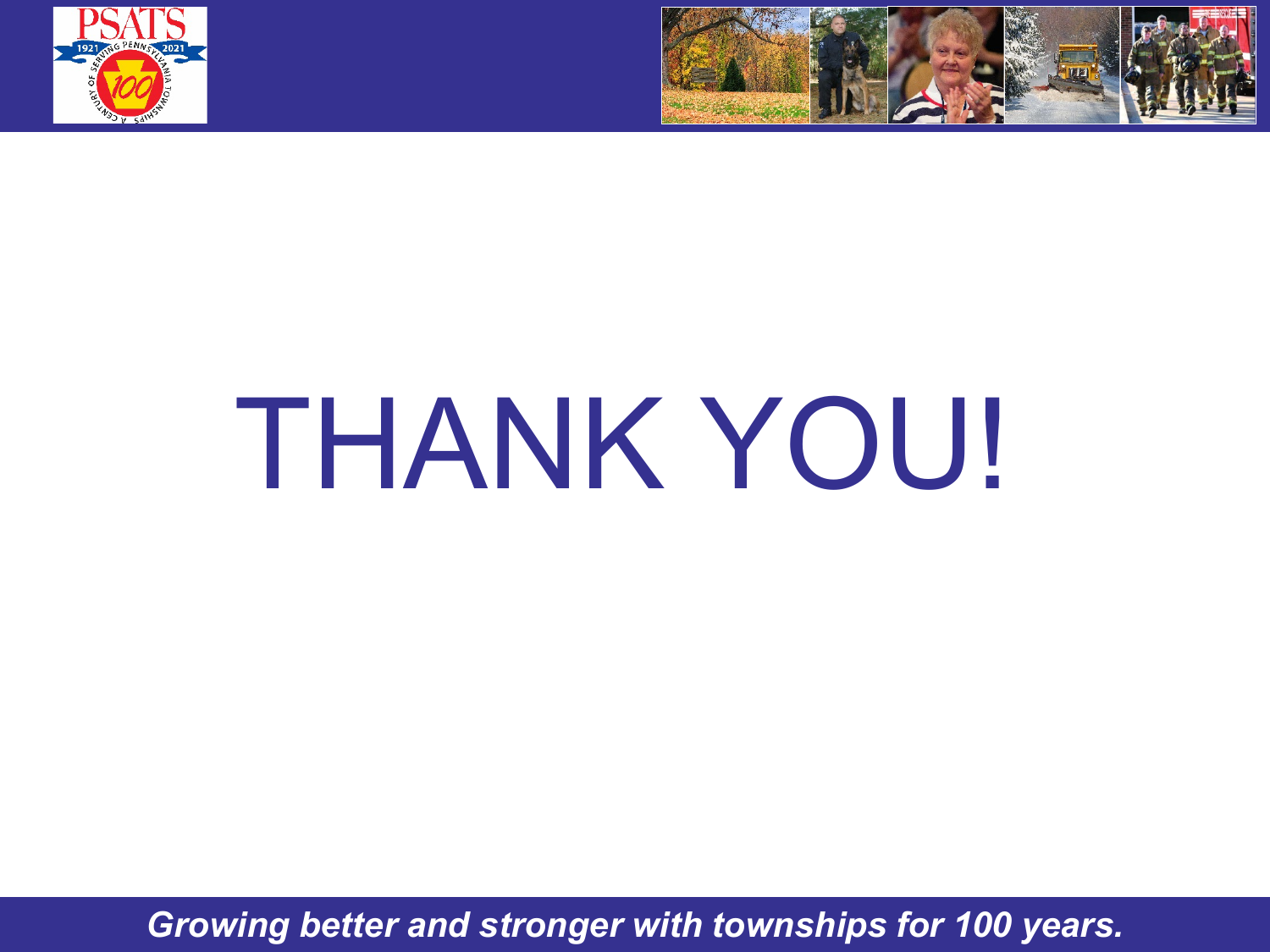# THANK YOU!

*Growing better and stronger with townships for 100 years.*